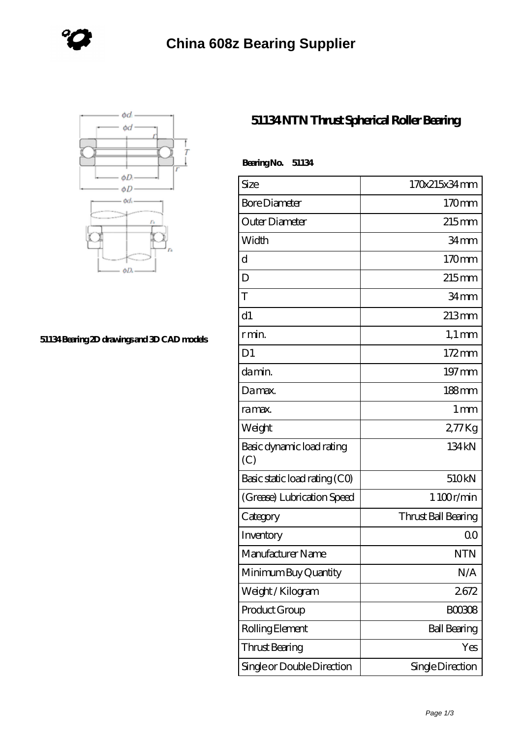# China 608z Bearing Supplier

51134 Bearing 2D drawings and 3D CAD models

## 51134 NTN Thrust Spherical Roller Bearing

**Bearing No. 51134**

| Size | 170x215x34 mm |
|---|---|
| Bore Diameter | 170 mm |
| Outer Diameter | 215 mm |
| Width | 34 mm |
| d | 170 mm |
| D | 215 mm |
| T | 34 mm |
| d1 | 213 mm |
| r min. | 1,1 mm |
| D1 | 172 mm |
| da min. | 197 mm |
| Da max. | 188 mm |
| ra max. | 1 mm |
| Weight | 2,77 Kg |
| Basic dynamic load rating (C) | 134 kN |
| Basic static load rating (C0) | 510 kN |
| (Grease) Lubrication Speed | 1 100 r/min |
| Category | Thrust Ball Bearing |
| Inventory | 0.0 |
| Manufacturer Name | NTN |
| Minimum Buy Quantity | N/A |
| Weight / Kilogram | 2.672 |
| Product Group | B00308 |
| Rolling Element | Ball Bearing |
| Thrust Bearing | Yes |
| Single or Double Direction | Single Direction |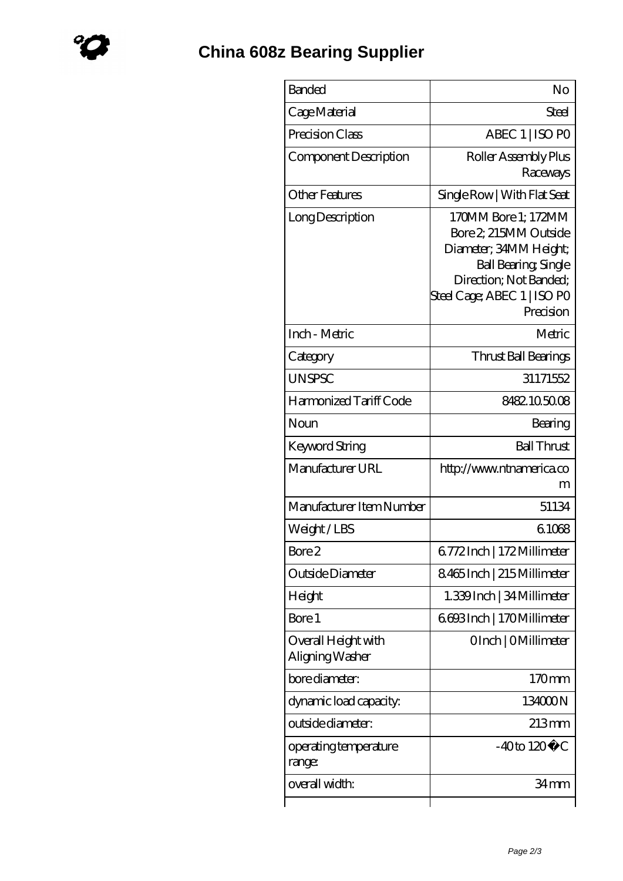# China 608z Bearing Supplier

| | |
|---|---|
| Banded | No |
| Cage Material | Steel |
| Precision Class | ABEC 1 \| ISO P0 |
| Component Description | Roller Assembly Plus Raceways |
| Other Features | Single Row \| With Flat Seat |
| Long Description | 170MM Bore 1; 172MM Bore 2; 215MM Outside Diameter; 34MM Height; Ball Bearing; Single Direction; Not Banded; Steel Cage; ABEC 1 \| ISO P0 Precision |
| Inch - Metric | Metric |
| Category | Thrust Ball Bearings |
| UNSPSC | 31171552 |
| Harmonized Tariff Code | 8482.10.50.08 |
| Noun | Bearing |
| Keyword String | Ball Thrust |
| Manufacturer URL | http://www.ntnamerica.com |
| Manufacturer Item Number | 51134 |
| Weight / LBS | 6.1068 |
| Bore 2 | 6.772 Inch \| 172 Millimeter |
| Outside Diameter | 8.465 Inch \| 215 Millimeter |
| Height | 1.339 Inch \| 34 Millimeter |
| Bore 1 | 6.693 Inch \| 170 Millimeter |
| Overall Height with Aligning Washer | 0 Inch \| 0 Millimeter |
| bore diameter: | 170 mm |
| dynamic load capacity: | 134000 N |
| outside diameter: | 213 mm |
| operating temperature range: | -40 to 120 �C |
| overall width: | 34 mm |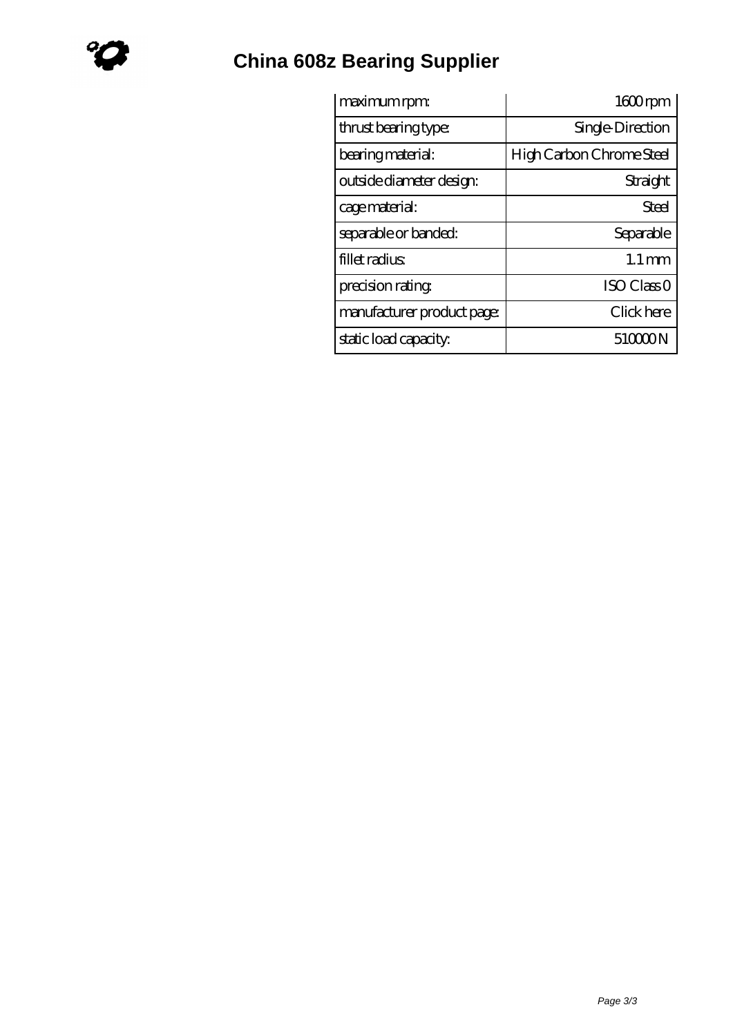| | |
|---|---|
| maximum rpm: | 1600 rpm |
| thrust bearing type: | Single-Direction |
| bearing material: | High Carbon Chrome Steel |
| outside diameter design: | Straight |
| cage material: | Steel |
| separable or banded: | Separable |
| fillet radius: | 1.1 mm |
| precision rating: | ISO Class 0 |
| manufacturer product page: | Click here |
| static load capacity: | 510000 N |